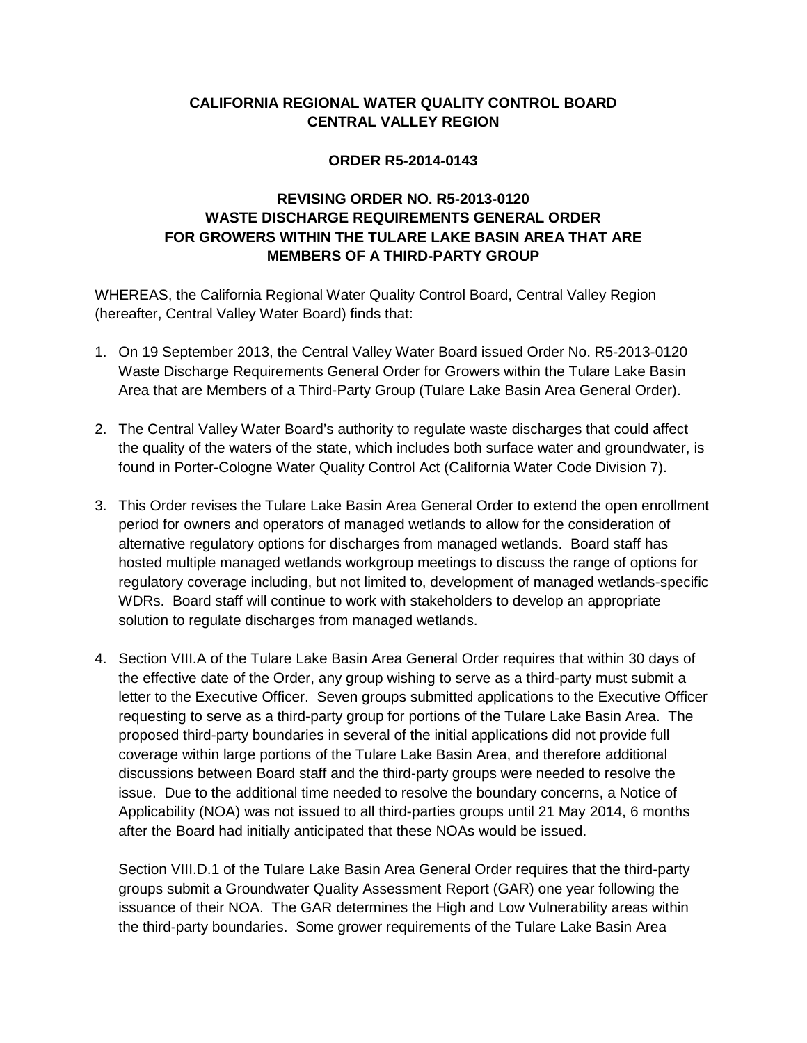**CALIFORNIA REGIONAL WATER QUALITY CONTROL BOARD**
**CENTRAL VALLEY REGION**

**ORDER R5-2014-0143**

**REVISING ORDER NO. R5-2013-0120**
**WASTE DISCHARGE REQUIREMENTS GENERAL ORDER**
**FOR GROWERS WITHIN THE TULARE LAKE BASIN AREA THAT ARE MEMBERS OF A THIRD-PARTY GROUP**

WHEREAS, the California Regional Water Quality Control Board, Central Valley Region (hereafter, Central Valley Water Board) finds that:

1. On 19 September 2013, the Central Valley Water Board issued Order No. R5-2013-0120 Waste Discharge Requirements General Order for Growers within the Tulare Lake Basin Area that are Members of a Third-Party Group (Tulare Lake Basin Area General Order).

2. The Central Valley Water Board's authority to regulate waste discharges that could affect the quality of the waters of the state, which includes both surface water and groundwater, is found in Porter-Cologne Water Quality Control Act (California Water Code Division 7).

3. This Order revises the Tulare Lake Basin Area General Order to extend the open enrollment period for owners and operators of managed wetlands to allow for the consideration of alternative regulatory options for discharges from managed wetlands. Board staff has hosted multiple managed wetlands workgroup meetings to discuss the range of options for regulatory coverage including, but not limited to, development of managed wetlands-specific WDRs. Board staff will continue to work with stakeholders to develop an appropriate solution to regulate discharges from managed wetlands.

4. Section VIII.A of the Tulare Lake Basin Area General Order requires that within 30 days of the effective date of the Order, any group wishing to serve as a third-party must submit a letter to the Executive Officer. Seven groups submitted applications to the Executive Officer requesting to serve as a third-party group for portions of the Tulare Lake Basin Area. The proposed third-party boundaries in several of the initial applications did not provide full coverage within large portions of the Tulare Lake Basin Area, and therefore additional discussions between Board staff and the third-party groups were needed to resolve the issue. Due to the additional time needed to resolve the boundary concerns, a Notice of Applicability (NOA) was not issued to all third-parties groups until 21 May 2014, 6 months after the Board had initially anticipated that these NOAs would be issued.

   Section VIII.D.1 of the Tulare Lake Basin Area General Order requires that the third-party groups submit a Groundwater Quality Assessment Report (GAR) one year following the issuance of their NOA. The GAR determines the High and Low Vulnerability areas within the third-party boundaries. Some grower requirements of the Tulare Lake Basin Area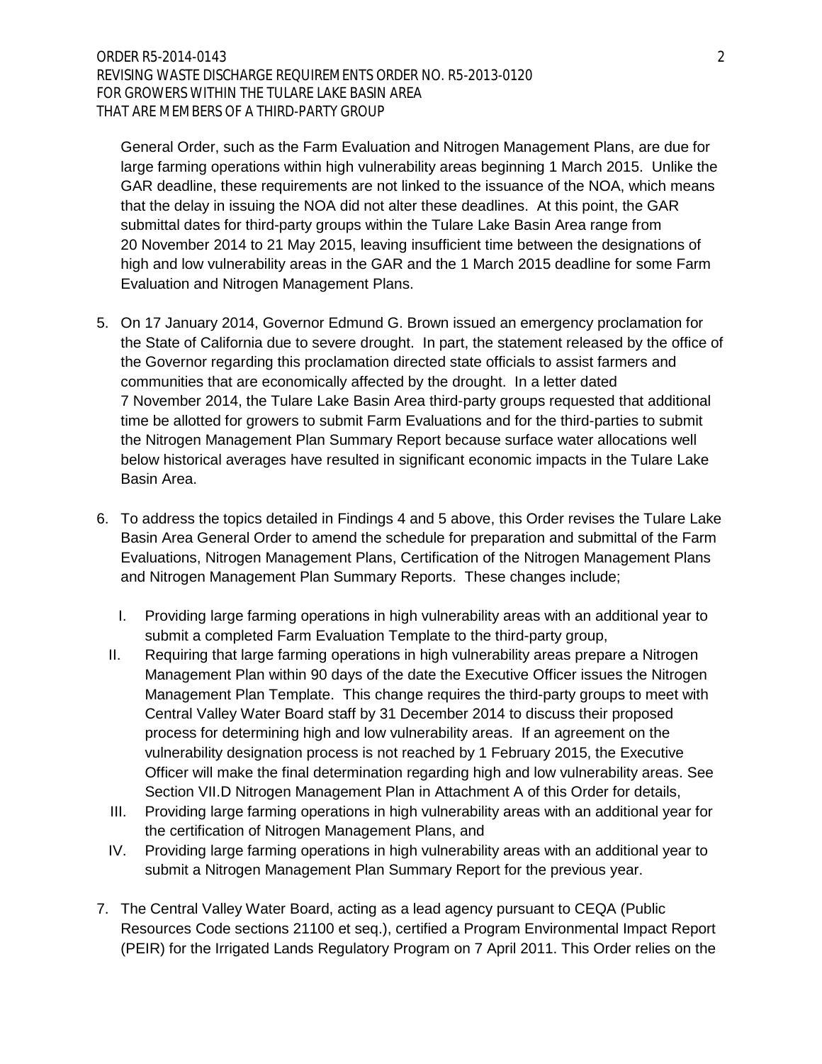General Order, such as the Farm Evaluation and Nitrogen Management Plans, are due for large farming operations within high vulnerability areas beginning 1 March 2015. Unlike the GAR deadline, these requirements are not linked to the issuance of the NOA, which means that the delay in issuing the NOA did not alter these deadlines. At this point, the GAR submittal dates for third-party groups within the Tulare Lake Basin Area range from 20 November 2014 to 21 May 2015, leaving insufficient time between the designations of high and low vulnerability areas in the GAR and the 1 March 2015 deadline for some Farm Evaluation and Nitrogen Management Plans.

5. On 17 January 2014, Governor Edmund G. Brown issued an emergency proclamation for the State of California due to severe drought. In part, the statement released by the office of the Governor regarding this proclamation directed state officials to assist farmers and communities that are economically affected by the drought. In a letter dated 7 November 2014, the Tulare Lake Basin Area third-party groups requested that additional time be allotted for growers to submit Farm Evaluations and for the third-parties to submit the Nitrogen Management Plan Summary Report because surface water allocations well below historical averages have resulted in significant economic impacts in the Tulare Lake Basin Area.

6. To address the topics detailed in Findings 4 and 5 above, this Order revises the Tulare Lake Basin Area General Order to amend the schedule for preparation and submittal of the Farm Evaluations, Nitrogen Management Plans, Certification of the Nitrogen Management Plans and Nitrogen Management Plan Summary Reports. These changes include;

   I. Providing large farming operations in high vulnerability areas with an additional year to submit a completed Farm Evaluation Template to the third-party group,
   II. Requiring that large farming operations in high vulnerability areas prepare a Nitrogen Management Plan within 90 days of the date the Executive Officer issues the Nitrogen Management Plan Template. This change requires the third-party groups to meet with Central Valley Water Board staff by 31 December 2014 to discuss their proposed process for determining high and low vulnerability areas. If an agreement on the vulnerability designation process is not reached by 1 February 2015, the Executive Officer will make the final determination regarding high and low vulnerability areas. See Section VII.D Nitrogen Management Plan in Attachment A of this Order for details,
   III. Providing large farming operations in high vulnerability areas with an additional year for the certification of Nitrogen Management Plans, and
   IV. Providing large farming operations in high vulnerability areas with an additional year to submit a Nitrogen Management Plan Summary Report for the previous year.

7. The Central Valley Water Board, acting as a lead agency pursuant to CEQA (Public Resources Code sections 21100 et seq.), certified a Program Environmental Impact Report (PEIR) for the Irrigated Lands Regulatory Program on 7 April 2011. This Order relies on the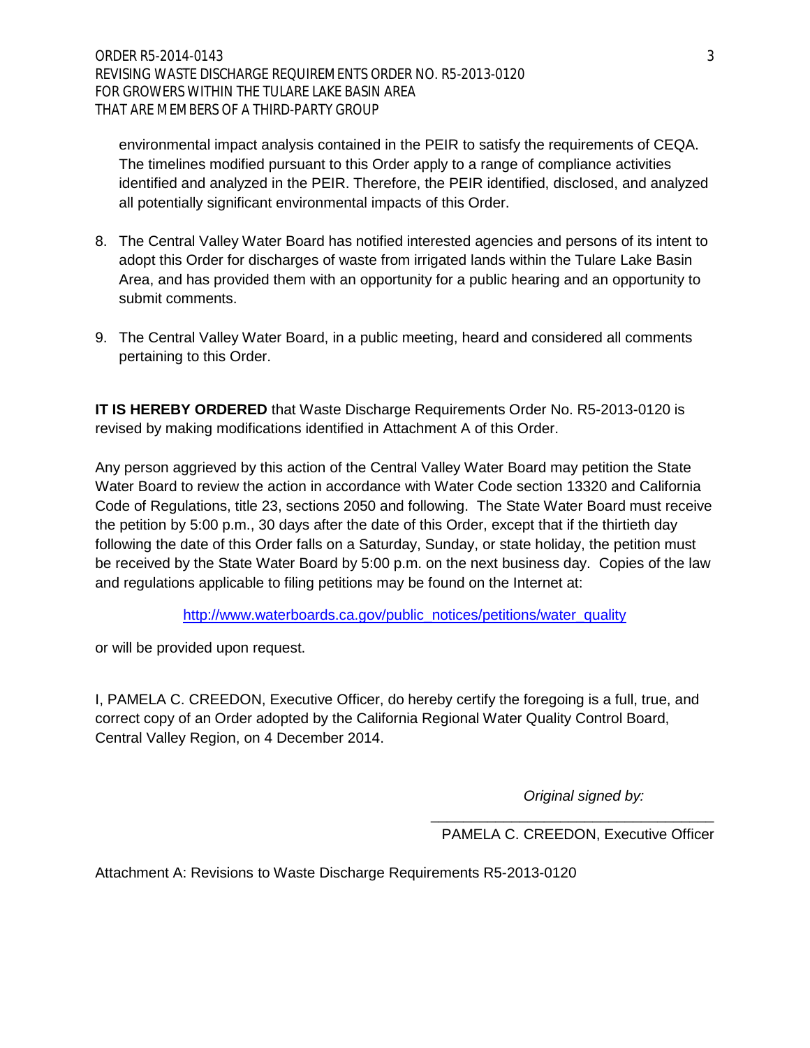environmental impact analysis contained in the PEIR to satisfy the requirements of CEQA. The timelines modified pursuant to this Order apply to a range of compliance activities identified and analyzed in the PEIR. Therefore, the PEIR identified, disclosed, and analyzed all potentially significant environmental impacts of this Order.

8. The Central Valley Water Board has notified interested agencies and persons of its intent to adopt this Order for discharges of waste from irrigated lands within the Tulare Lake Basin Area, and has provided them with an opportunity for a public hearing and an opportunity to submit comments.

9. The Central Valley Water Board, in a public meeting, heard and considered all comments pertaining to this Order.

**IT IS HEREBY ORDERED** that Waste Discharge Requirements Order No. R5-2013-0120 is revised by making modifications identified in Attachment A of this Order.

Any person aggrieved by this action of the Central Valley Water Board may petition the State Water Board to review the action in accordance with Water Code section 13320 and California Code of Regulations, title 23, sections 2050 and following. The State Water Board must receive the petition by 5:00 p.m., 30 days after the date of this Order, except that if the thirtieth day following the date of this Order falls on a Saturday, Sunday, or state holiday, the petition must be received by the State Water Board by 5:00 p.m. on the next business day. Copies of the law and regulations applicable to filing petitions may be found on the Internet at:

http://www.waterboards.ca.gov/public_notices/petitions/water_quality

or will be provided upon request.

I, PAMELA C. CREEDON, Executive Officer, do hereby certify the foregoing is a full, true, and correct copy of an Order adopted by the California Regional Water Quality Control Board, Central Valley Region, on 4 December 2014.

*Original signed by:*

\_\_\_\_\_\_\_\_\_\_\_\_\_\_\_\_\_\_\_\_\_\_\_\_\_\_\_\_\_\_\_\_\_\_\_

PAMELA C. CREEDON, Executive Officer

Attachment A: Revisions to Waste Discharge Requirements R5-2013-0120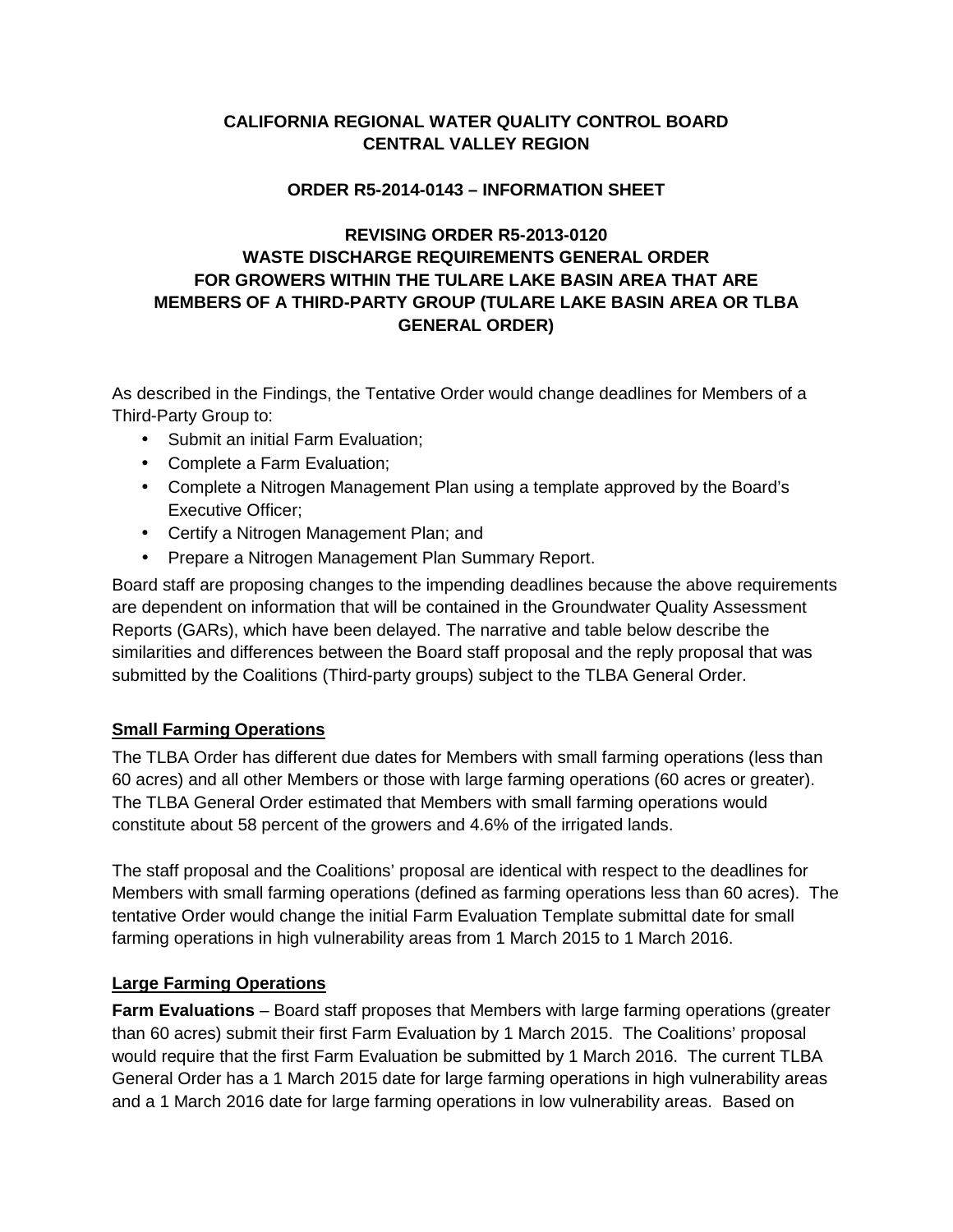**CALIFORNIA REGIONAL WATER QUALITY CONTROL BOARD**
**CENTRAL VALLEY REGION**

**ORDER R5-2014-0143 – INFORMATION SHEET**

**REVISING ORDER R5-2013-0120**
**WASTE DISCHARGE REQUIREMENTS GENERAL ORDER**
**FOR GROWERS WITHIN THE TULARE LAKE BASIN AREA THAT ARE MEMBERS OF A THIRD-PARTY GROUP (TULARE LAKE BASIN AREA OR TLBA GENERAL ORDER)**

As described in the Findings, the Tentative Order would change deadlines for Members of a Third-Party Group to:

- Submit an initial Farm Evaluation;
- Complete a Farm Evaluation;
- Complete a Nitrogen Management Plan using a template approved by the Board's Executive Officer;
- Certify a Nitrogen Management Plan; and
- Prepare a Nitrogen Management Plan Summary Report.

Board staff are proposing changes to the impending deadlines because the above requirements are dependent on information that will be contained in the Groundwater Quality Assessment Reports (GARs), which have been delayed. The narrative and table below describe the similarities and differences between the Board staff proposal and the reply proposal that was submitted by the Coalitions (Third-party groups) subject to the TLBA General Order.

## Small Farming Operations

The TLBA Order has different due dates for Members with small farming operations (less than 60 acres) and all other Members or those with large farming operations (60 acres or greater). The TLBA General Order estimated that Members with small farming operations would constitute about 58 percent of the growers and 4.6% of the irrigated lands.

The staff proposal and the Coalitions' proposal are identical with respect to the deadlines for Members with small farming operations (defined as farming operations less than 60 acres). The tentative Order would change the initial Farm Evaluation Template submittal date for small farming operations in high vulnerability areas from 1 March 2015 to 1 March 2016.

## Large Farming Operations

**Farm Evaluations** – Board staff proposes that Members with large farming operations (greater than 60 acres) submit their first Farm Evaluation by 1 March 2015. The Coalitions' proposal would require that the first Farm Evaluation be submitted by 1 March 2016. The current TLBA General Order has a 1 March 2015 date for large farming operations in high vulnerability areas and a 1 March 2016 date for large farming operations in low vulnerability areas. Based on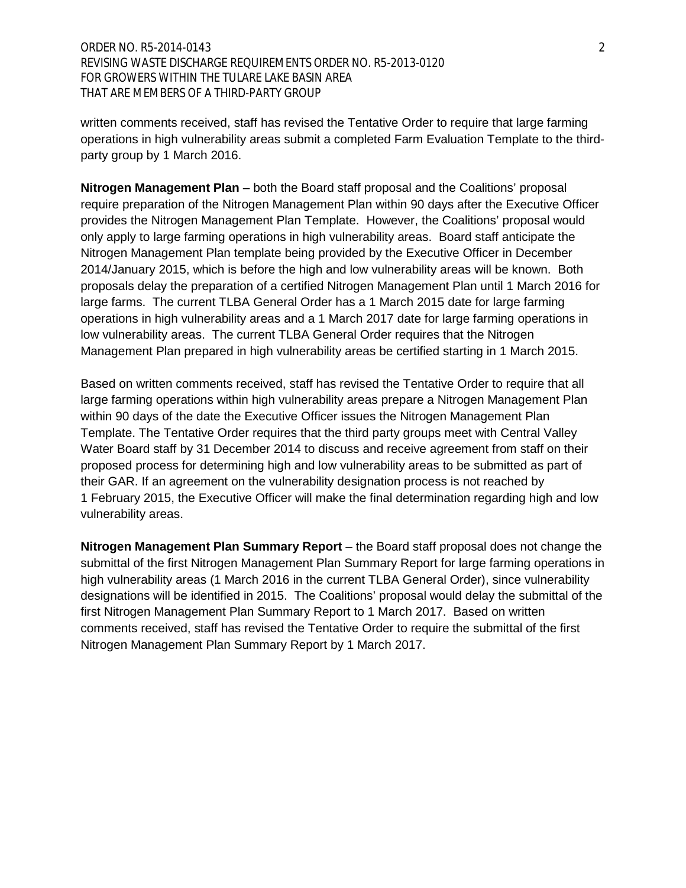written comments received, staff has revised the Tentative Order to require that large farming operations in high vulnerability areas submit a completed Farm Evaluation Template to the third-party group by 1 March 2016.

**Nitrogen Management Plan** – both the Board staff proposal and the Coalitions' proposal require preparation of the Nitrogen Management Plan within 90 days after the Executive Officer provides the Nitrogen Management Plan Template. However, the Coalitions' proposal would only apply to large farming operations in high vulnerability areas. Board staff anticipate the Nitrogen Management Plan template being provided by the Executive Officer in December 2014/January 2015, which is before the high and low vulnerability areas will be known. Both proposals delay the preparation of a certified Nitrogen Management Plan until 1 March 2016 for large farms. The current TLBA General Order has a 1 March 2015 date for large farming operations in high vulnerability areas and a 1 March 2017 date for large farming operations in low vulnerability areas. The current TLBA General Order requires that the Nitrogen Management Plan prepared in high vulnerability areas be certified starting in 1 March 2015.

Based on written comments received, staff has revised the Tentative Order to require that all large farming operations within high vulnerability areas prepare a Nitrogen Management Plan within 90 days of the date the Executive Officer issues the Nitrogen Management Plan Template. The Tentative Order requires that the third party groups meet with Central Valley Water Board staff by 31 December 2014 to discuss and receive agreement from staff on their proposed process for determining high and low vulnerability areas to be submitted as part of their GAR. If an agreement on the vulnerability designation process is not reached by 1 February 2015, the Executive Officer will make the final determination regarding high and low vulnerability areas.

**Nitrogen Management Plan Summary Report** – the Board staff proposal does not change the submittal of the first Nitrogen Management Plan Summary Report for large farming operations in high vulnerability areas (1 March 2016 in the current TLBA General Order), since vulnerability designations will be identified in 2015. The Coalitions' proposal would delay the submittal of the first Nitrogen Management Plan Summary Report to 1 March 2017. Based on written comments received, staff has revised the Tentative Order to require the submittal of the first Nitrogen Management Plan Summary Report by 1 March 2017.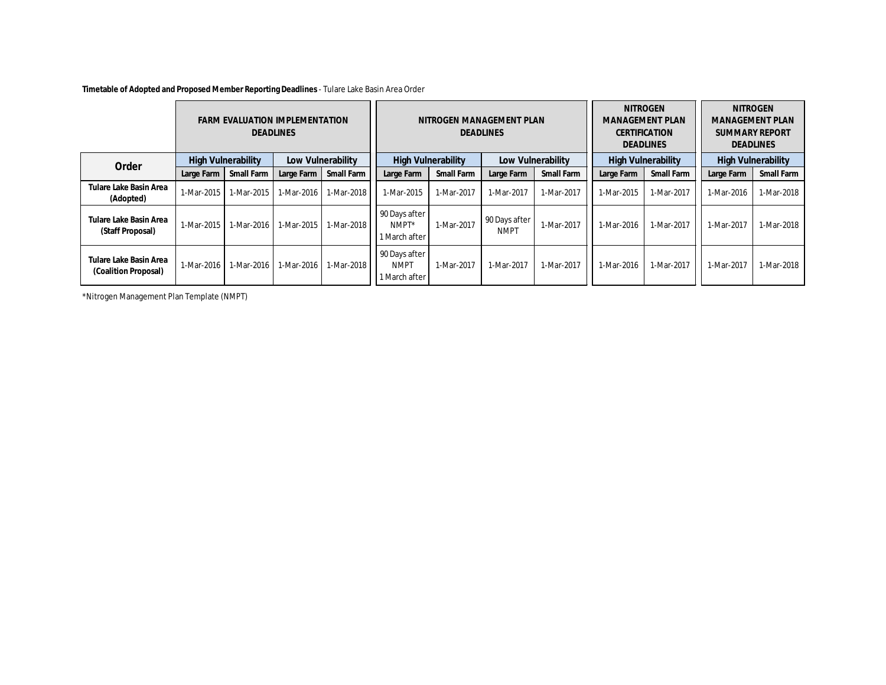**Timetable of Adopted and Proposed Member Reporting Deadlines** - Tulare Lake Basin Area Order

| Order | FARM EVALUATION IMPLEMENTATION DEADLINES | | | | NITROGEN MANAGEMENT PLAN DEADLINES | | | | NITROGEN MANAGEMENT PLAN CERTIFICATION DEADLINES | | NITROGEN MANAGEMENT PLAN SUMMARY REPORT DEADLINES | |
|---|---|---|---|---|---|---|---|---|---|---|---|---|
| | High Vulnerability | | Low Vulnerability | | High Vulnerability | | Low Vulnerability | | High Vulnerability | | High Vulnerability | |
| | Large Farm | Small Farm | Large Farm | Small Farm | Large Farm | Small Farm | Large Farm | Small Farm | Large Farm | Small Farm | Large Farm | Small Farm |
| **Tulare Lake Basin Area (Adopted)** | 1-Mar-2015 | 1-Mar-2015 | 1-Mar-2016 | 1-Mar-2018 | 1-Mar-2015 | 1-Mar-2017 | 1-Mar-2017 | 1-Mar-2017 | 1-Mar-2015 | 1-Mar-2017 | 1-Mar-2016 | 1-Mar-2018 |
| **Tulare Lake Basin Area (Staff Proposal)** | 1-Mar-2015 | 1-Mar-2016 | 1-Mar-2015 | 1-Mar-2018 | 90 Days after NMPT* 1 March after | 1-Mar-2017 | 90 Days after NMPT | 1-Mar-2017 | 1-Mar-2016 | 1-Mar-2017 | 1-Mar-2017 | 1-Mar-2018 |
| **Tulare Lake Basin Area (Coalition Proposal)** | 1-Mar-2016 | 1-Mar-2016 | 1-Mar-2016 | 1-Mar-2018 | 90 Days after NMPT 1 March after | 1-Mar-2017 | 1-Mar-2017 | 1-Mar-2017 | 1-Mar-2016 | 1-Mar-2017 | 1-Mar-2017 | 1-Mar-2018 |

*Nitrogen Management Plan Template (NMPT)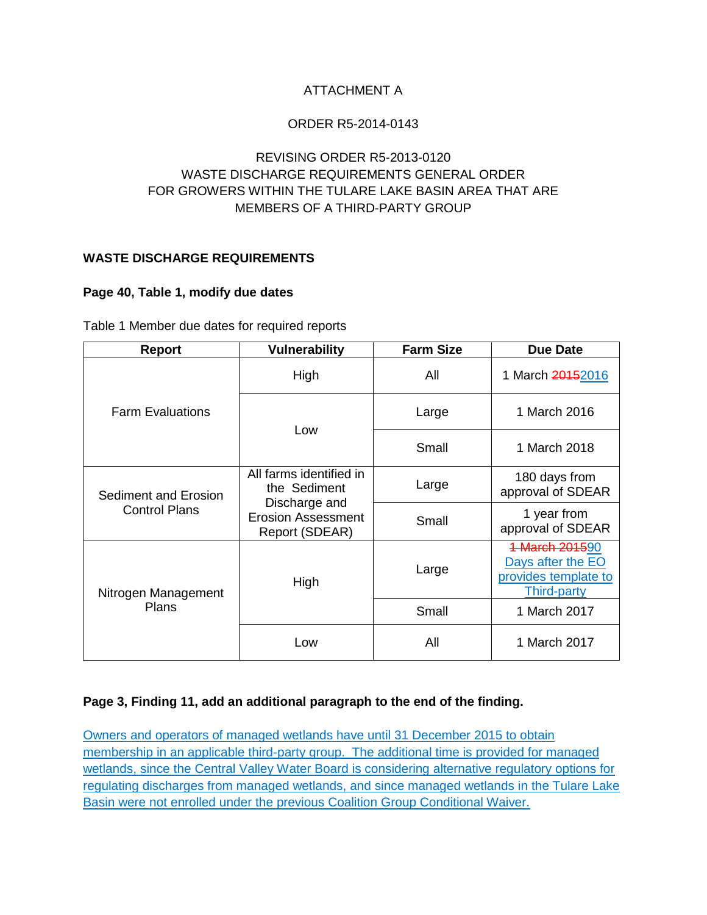ATTACHMENT A

ORDER R5-2014-0143

REVISING ORDER R5-2013-0120
WASTE DISCHARGE REQUIREMENTS GENERAL ORDER
FOR GROWERS WITHIN THE TULARE LAKE BASIN AREA THAT ARE
MEMBERS OF A THIRD-PARTY GROUP

**WASTE DISCHARGE REQUIREMENTS**

**Page 40, Table 1, modify due dates**

Table 1 Member due dates for required reports

| Report | Vulnerability | Farm Size | Due Date |
|---|---|---|---|
| Farm Evaluations | High | All | 1 March ~~2015~~2016 |
| | Low | Large | 1 March 2016 |
| | | Small | 1 March 2018 |
| Sediment and Erosion Control Plans | All farms identified in the Sediment Discharge and Erosion Assessment Report (SDEAR) | Large | 180 days from approval of SDEAR |
| | | Small | 1 year from approval of SDEAR |
| Nitrogen Management Plans | High | Large | ~~1 March 2015~~90 Days after the EO provides template to Third-party |
| | | Small | 1 March 2017 |
| | Low | All | 1 March 2017 |

**Page 3, Finding 11, add an additional paragraph to the end of the finding.**

Owners and operators of managed wetlands have until 31 December 2015 to obtain membership in an applicable third-party group. The additional time is provided for managed wetlands, since the Central Valley Water Board is considering alternative regulatory options for regulating discharges from managed wetlands, and since managed wetlands in the Tulare Lake Basin were not enrolled under the previous Coalition Group Conditional Waiver.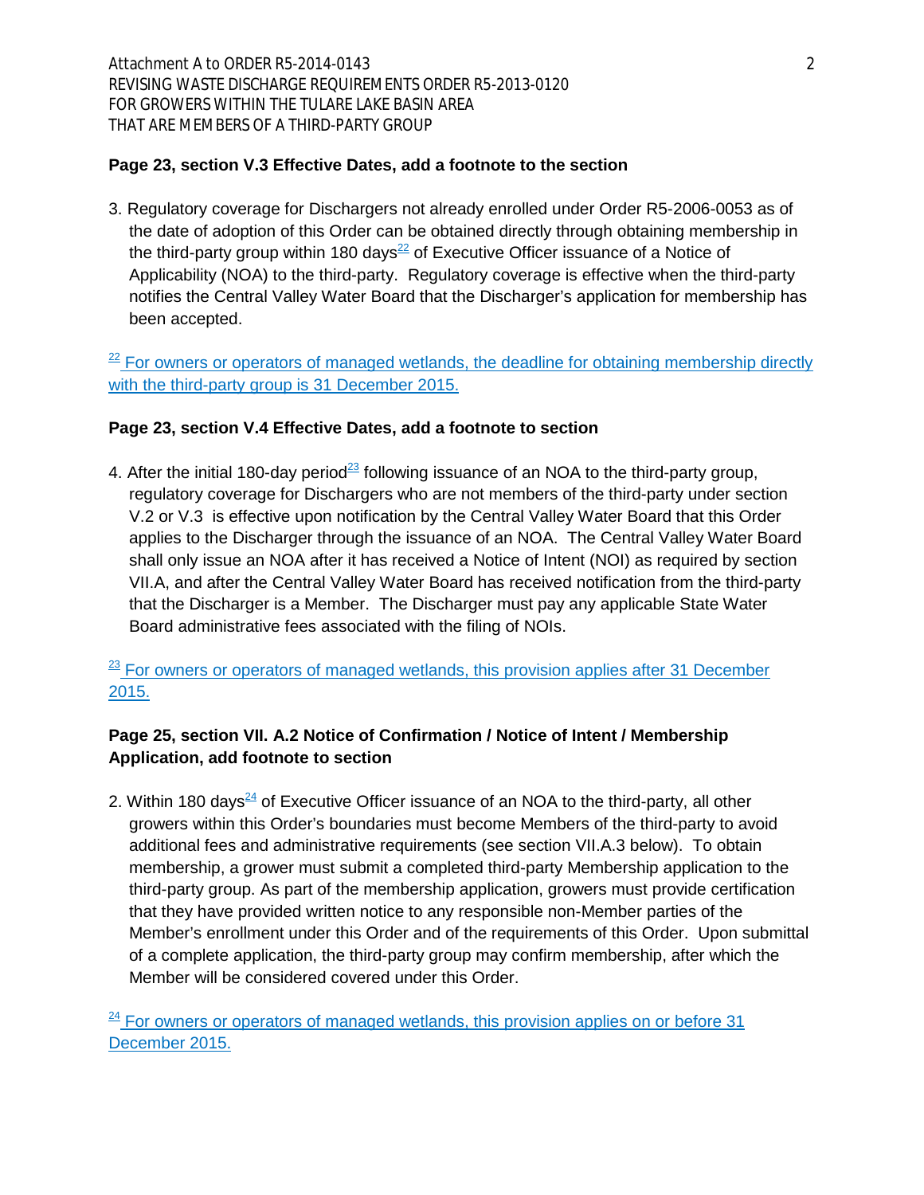**Page 23, section V.3 Effective Dates, add a footnote to the section**

3. Regulatory coverage for Dischargers not already enrolled under Order R5-2006-0053 as of the date of adoption of this Order can be obtained directly through obtaining membership in the third-party group within 180 days[22] of Executive Officer issuance of a Notice of Applicability (NOA) to the third-party. Regulatory coverage is effective when the third-party notifies the Central Valley Water Board that the Discharger's application for membership has been accepted.

[22] For owners or operators of managed wetlands, the deadline for obtaining membership directly with the third-party group is 31 December 2015.

**Page 23, section V.4 Effective Dates, add a footnote to section**

4. After the initial 180-day period[23] following issuance of an NOA to the third-party group, regulatory coverage for Dischargers who are not members of the third-party under section V.2 or V.3 is effective upon notification by the Central Valley Water Board that this Order applies to the Discharger through the issuance of an NOA. The Central Valley Water Board shall only issue an NOA after it has received a Notice of Intent (NOI) as required by section VII.A, and after the Central Valley Water Board has received notification from the third-party that the Discharger is a Member. The Discharger must pay any applicable State Water Board administrative fees associated with the filing of NOIs.

[23] For owners or operators of managed wetlands, this provision applies after 31 December 2015.

**Page 25, section VII. A.2 Notice of Confirmation / Notice of Intent / Membership Application, add footnote to section**

2. Within 180 days[24] of Executive Officer issuance of an NOA to the third-party, all other growers within this Order's boundaries must become Members of the third-party to avoid additional fees and administrative requirements (see section VII.A.3 below). To obtain membership, a grower must submit a completed third-party Membership application to the third-party group. As part of the membership application, growers must provide certification that they have provided written notice to any responsible non-Member parties of the Member's enrollment under this Order and of the requirements of this Order. Upon submittal of a complete application, the third-party group may confirm membership, after which the Member will be considered covered under this Order.

[24] For owners or operators of managed wetlands, this provision applies on or before 31 December 2015.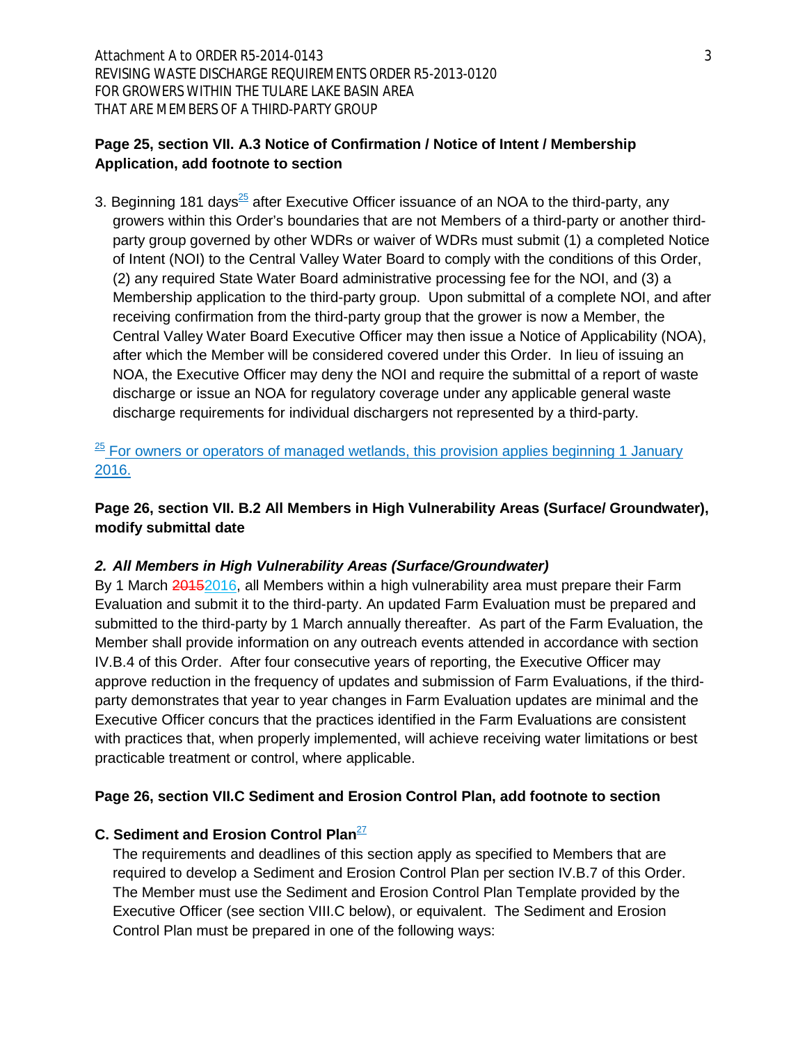**Page 25, section VII. A.3 Notice of Confirmation / Notice of Intent / Membership Application, add footnote to section**

3. Beginning 181 days[25] after Executive Officer issuance of an NOA to the third-party, any growers within this Order's boundaries that are not Members of a third-party or another third-party group governed by other WDRs or waiver of WDRs must submit (1) a completed Notice of Intent (NOI) to the Central Valley Water Board to comply with the conditions of this Order, (2) any required State Water Board administrative processing fee for the NOI, and (3) a Membership application to the third-party group. Upon submittal of a complete NOI, and after receiving confirmation from the third-party group that the grower is now a Member, the Central Valley Water Board Executive Officer may then issue a Notice of Applicability (NOA), after which the Member will be considered covered under this Order. In lieu of issuing an NOA, the Executive Officer may deny the NOI and require the submittal of a report of waste discharge or issue an NOA for regulatory coverage under any applicable general waste discharge requirements for individual dischargers not represented by a third-party.

[25] For owners or operators of managed wetlands, this provision applies beginning 1 January 2016.

**Page 26, section VII. B.2 All Members in High Vulnerability Areas (Surface/ Groundwater), modify submittal date**

***2. All Members in High Vulnerability Areas (Surface/Groundwater)***

By 1 March ~~2015~~2016, all Members within a high vulnerability area must prepare their Farm Evaluation and submit it to the third-party. An updated Farm Evaluation must be prepared and submitted to the third-party by 1 March annually thereafter. As part of the Farm Evaluation, the Member shall provide information on any outreach events attended in accordance with section IV.B.4 of this Order. After four consecutive years of reporting, the Executive Officer may approve reduction in the frequency of updates and submission of Farm Evaluations, if the third-party demonstrates that year to year changes in Farm Evaluation updates are minimal and the Executive Officer concurs that the practices identified in the Farm Evaluations are consistent with practices that, when properly implemented, will achieve receiving water limitations or best practicable treatment or control, where applicable.

**Page 26, section VII.C Sediment and Erosion Control Plan, add footnote to section**

**C. Sediment and Erosion Control Plan**[27]

The requirements and deadlines of this section apply as specified to Members that are required to develop a Sediment and Erosion Control Plan per section IV.B.7 of this Order. The Member must use the Sediment and Erosion Control Plan Template provided by the Executive Officer (see section VIII.C below), or equivalent. The Sediment and Erosion Control Plan must be prepared in one of the following ways: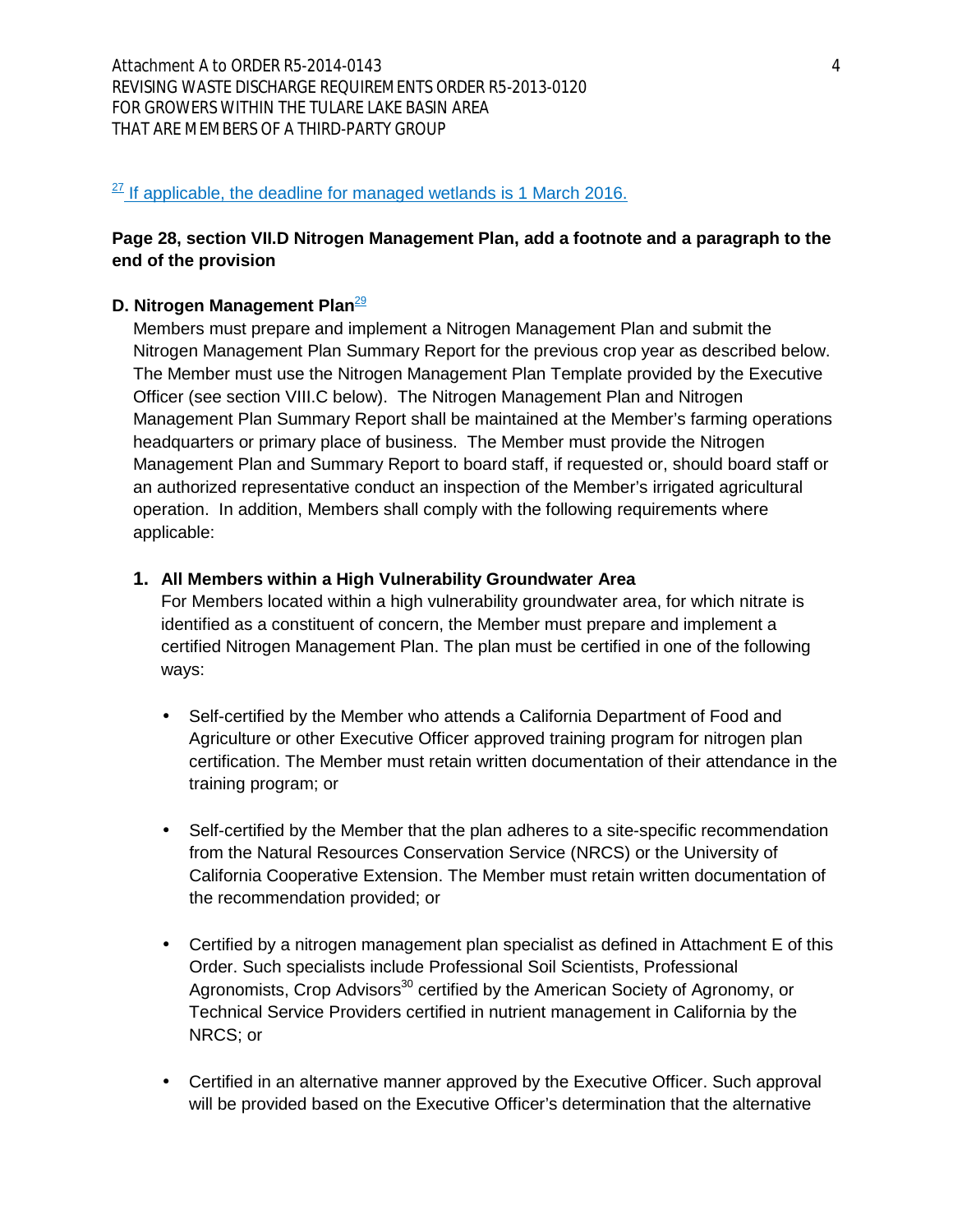[27] If applicable, the deadline for managed wetlands is 1 March 2016.

**Page 28, section VII.D Nitrogen Management Plan, add a footnote and a paragraph to the end of the provision**

**D. Nitrogen Management Plan**[29]

Members must prepare and implement a Nitrogen Management Plan and submit the Nitrogen Management Plan Summary Report for the previous crop year as described below. The Member must use the Nitrogen Management Plan Template provided by the Executive Officer (see section VIII.C below). The Nitrogen Management Plan and Nitrogen Management Plan Summary Report shall be maintained at the Member's farming operations headquarters or primary place of business. The Member must provide the Nitrogen Management Plan and Summary Report to board staff, if requested or, should board staff or an authorized representative conduct an inspection of the Member's irrigated agricultural operation. In addition, Members shall comply with the following requirements where applicable:

1. **All Members within a High Vulnerability Groundwater Area**

   For Members located within a high vulnerability groundwater area, for which nitrate is identified as a constituent of concern, the Member must prepare and implement a certified Nitrogen Management Plan. The plan must be certified in one of the following ways:

   - Self-certified by the Member who attends a California Department of Food and Agriculture or other Executive Officer approved training program for nitrogen plan certification. The Member must retain written documentation of their attendance in the training program; or

   - Self-certified by the Member that the plan adheres to a site-specific recommendation from the Natural Resources Conservation Service (NRCS) or the University of California Cooperative Extension. The Member must retain written documentation of the recommendation provided; or

   - Certified by a nitrogen management plan specialist as defined in Attachment E of this Order. Such specialists include Professional Soil Scientists, Professional Agronomists, Crop Advisors[30] certified by the American Society of Agronomy, or Technical Service Providers certified in nutrient management in California by the NRCS; or

   - Certified in an alternative manner approved by the Executive Officer. Such approval will be provided based on the Executive Officer's determination that the alternative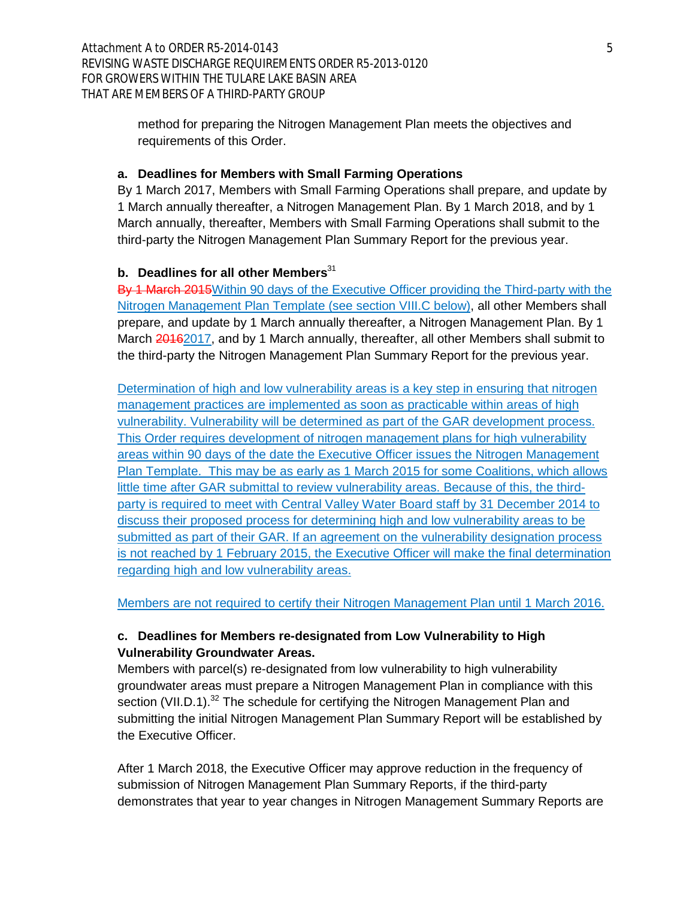method for preparing the Nitrogen Management Plan meets the objectives and requirements of this Order.

**a. Deadlines for Members with Small Farming Operations**

By 1 March 2017, Members with Small Farming Operations shall prepare, and update by 1 March annually thereafter, a Nitrogen Management Plan. By 1 March 2018, and by 1 March annually, thereafter, Members with Small Farming Operations shall submit to the third-party the Nitrogen Management Plan Summary Report for the previous year.

**b. Deadlines for all other Members**[31]

~~By 1 March 2015~~Within 90 days of the Executive Officer providing the Third-party with the Nitrogen Management Plan Template (see section VIII.C below), all other Members shall prepare, and update by 1 March annually thereafter, a Nitrogen Management Plan. By 1 March ~~2016~~2017, and by 1 March annually, thereafter, all other Members shall submit to the third-party the Nitrogen Management Plan Summary Report for the previous year.

Determination of high and low vulnerability areas is a key step in ensuring that nitrogen management practices are implemented as soon as practicable within areas of high vulnerability. Vulnerability will be determined as part of the GAR development process. This Order requires development of nitrogen management plans for high vulnerability areas within 90 days of the date the Executive Officer issues the Nitrogen Management Plan Template. This may be as early as 1 March 2015 for some Coalitions, which allows little time after GAR submittal to review vulnerability areas. Because of this, the third-party is required to meet with Central Valley Water Board staff by 31 December 2014 to discuss their proposed process for determining high and low vulnerability areas to be submitted as part of their GAR. If an agreement on the vulnerability designation process is not reached by 1 February 2015, the Executive Officer will make the final determination regarding high and low vulnerability areas.

Members are not required to certify their Nitrogen Management Plan until 1 March 2016.

**c. Deadlines for Members re-designated from Low Vulnerability to High Vulnerability Groundwater Areas.**

Members with parcel(s) re-designated from low vulnerability to high vulnerability groundwater areas must prepare a Nitrogen Management Plan in compliance with this section (VII.D.1).[32] The schedule for certifying the Nitrogen Management Plan and submitting the initial Nitrogen Management Plan Summary Report will be established by the Executive Officer.

After 1 March 2018, the Executive Officer may approve reduction in the frequency of submission of Nitrogen Management Plan Summary Reports, if the third-party demonstrates that year to year changes in Nitrogen Management Summary Reports are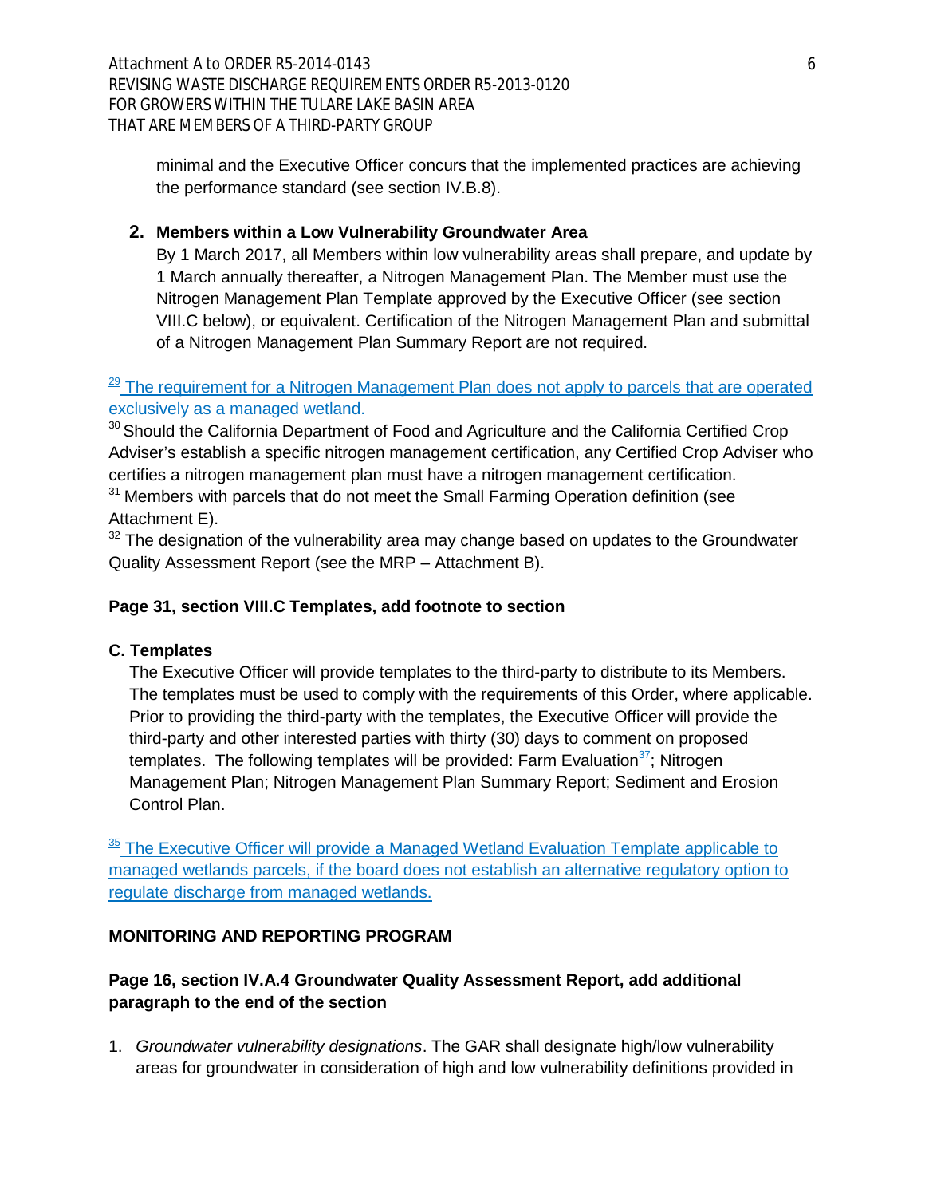minimal and the Executive Officer concurs that the implemented practices are achieving the performance standard (see section IV.B.8).

**2. Members within a Low Vulnerability Groundwater Area**

By 1 March 2017, all Members within low vulnerability areas shall prepare, and update by 1 March annually thereafter, a Nitrogen Management Plan. The Member must use the Nitrogen Management Plan Template approved by the Executive Officer (see section VIII.C below), or equivalent. Certification of the Nitrogen Management Plan and submittal of a Nitrogen Management Plan Summary Report are not required.

[29] The requirement for a Nitrogen Management Plan does not apply to parcels that are operated exclusively as a managed wetland.

[30] Should the California Department of Food and Agriculture and the California Certified Crop Adviser's establish a specific nitrogen management certification, any Certified Crop Adviser who certifies a nitrogen management plan must have a nitrogen management certification.

[31] Members with parcels that do not meet the Small Farming Operation definition (see Attachment E).

[32] The designation of the vulnerability area may change based on updates to the Groundwater Quality Assessment Report (see the MRP – Attachment B).

**Page 31, section VIII.C Templates, add footnote to section**

**C. Templates**

The Executive Officer will provide templates to the third-party to distribute to its Members. The templates must be used to comply with the requirements of this Order, where applicable. Prior to providing the third-party with the templates, the Executive Officer will provide the third-party and other interested parties with thirty (30) days to comment on proposed templates. The following templates will be provided: Farm Evaluation[37]; Nitrogen Management Plan; Nitrogen Management Plan Summary Report; Sediment and Erosion Control Plan.

[35] The Executive Officer will provide a Managed Wetland Evaluation Template applicable to managed wetlands parcels, if the board does not establish an alternative regulatory option to regulate discharge from managed wetlands.

**MONITORING AND REPORTING PROGRAM**

**Page 16, section IV.A.4 Groundwater Quality Assessment Report, add additional paragraph to the end of the section**

1. *Groundwater vulnerability designations*. The GAR shall designate high/low vulnerability areas for groundwater in consideration of high and low vulnerability definitions provided in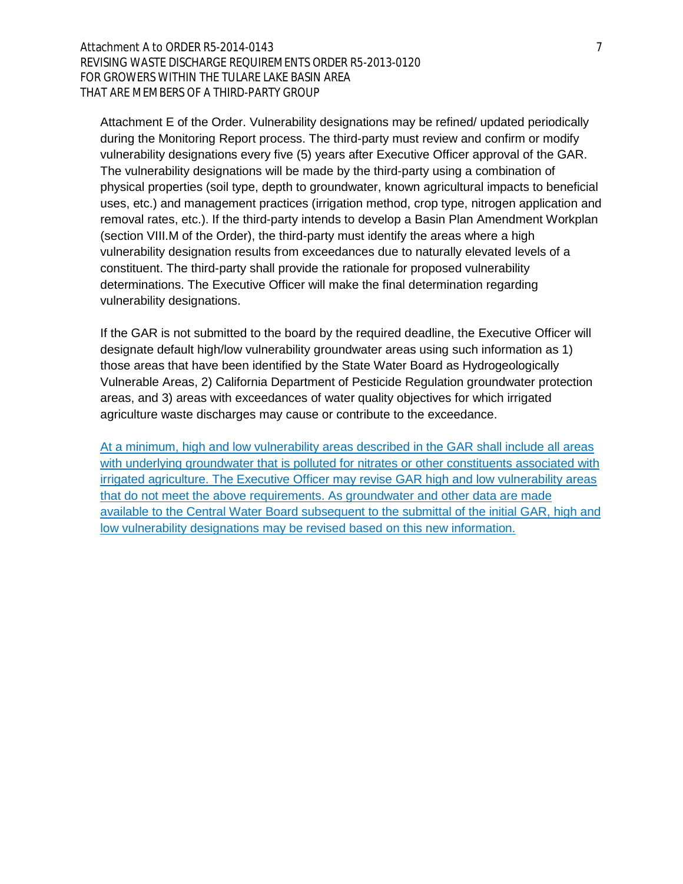Attachment E of the Order. Vulnerability designations may be refined/ updated periodically during the Monitoring Report process. The third-party must review and confirm or modify vulnerability designations every five (5) years after Executive Officer approval of the GAR. The vulnerability designations will be made by the third-party using a combination of physical properties (soil type, depth to groundwater, known agricultural impacts to beneficial uses, etc.) and management practices (irrigation method, crop type, nitrogen application and removal rates, etc.). If the third-party intends to develop a Basin Plan Amendment Workplan (section VIII.M of the Order), the third-party must identify the areas where a high vulnerability designation results from exceedances due to naturally elevated levels of a constituent. The third-party shall provide the rationale for proposed vulnerability determinations. The Executive Officer will make the final determination regarding vulnerability designations.

If the GAR is not submitted to the board by the required deadline, the Executive Officer will designate default high/low vulnerability groundwater areas using such information as 1) those areas that have been identified by the State Water Board as Hydrogeologically Vulnerable Areas, 2) California Department of Pesticide Regulation groundwater protection areas, and 3) areas with exceedances of water quality objectives for which irrigated agriculture waste discharges may cause or contribute to the exceedance.

At a minimum, high and low vulnerability areas described in the GAR shall include all areas with underlying groundwater that is polluted for nitrates or other constituents associated with irrigated agriculture. The Executive Officer may revise GAR high and low vulnerability areas that do not meet the above requirements. As groundwater and other data are made available to the Central Water Board subsequent to the submittal of the initial GAR, high and low vulnerability designations may be revised based on this new information.